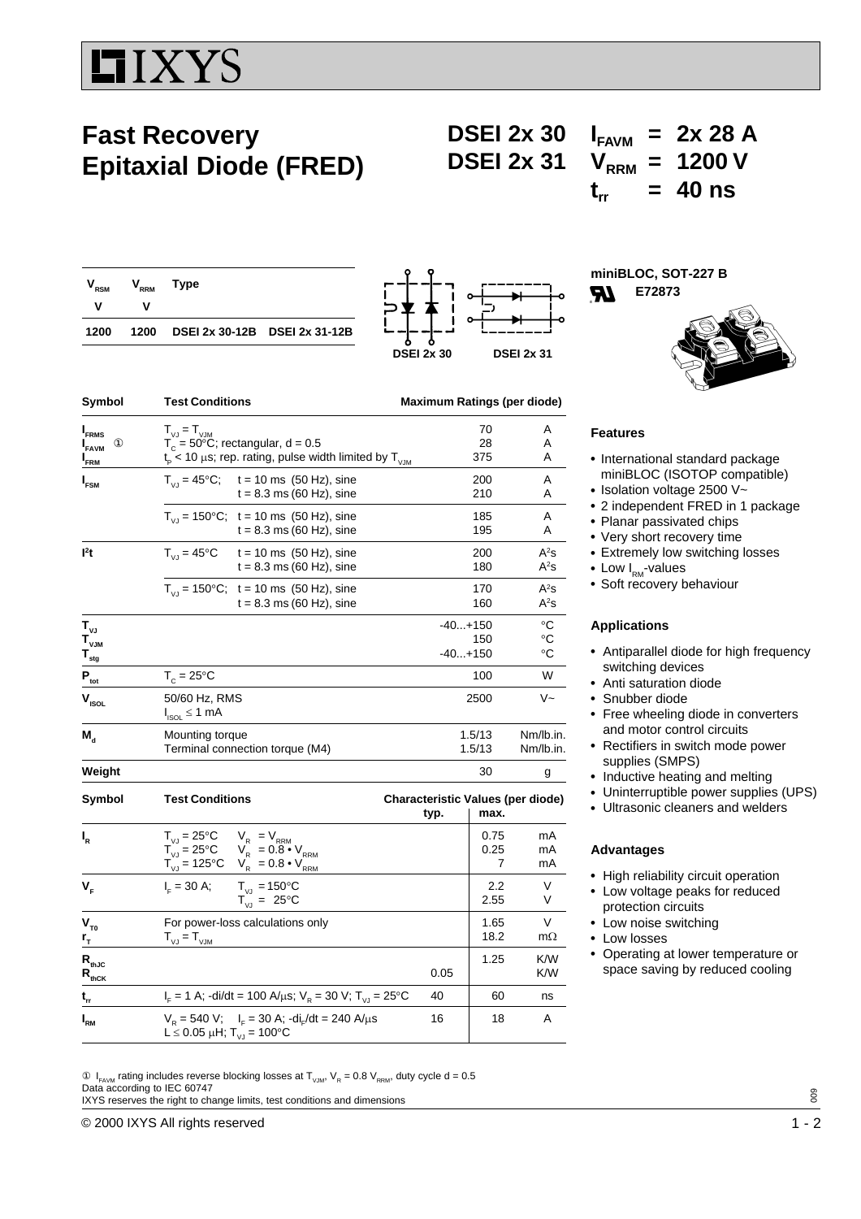# IXYS

# Fast Recovery Epitaxial Diode (FRED)

**DSEI 2x 30**
**DSEI 2x 31**

$I_{FAVM}$ = 2x 28 A
$V_{RRM}$ = 1200 V
$t_{rr}$ = 40 ns

| $V_{RSM}$ V | $V_{RRM}$ V | Type | |
|---|---|---|---|
| 1200 | 1200 | DSEI 2x 30-12B | DSEI 2x 31-12B |

DSEI 2x 30    DSEI 2x 31

miniBLOC, SOT-227 B
E72873

| Symbol | Test Conditions | | Maximum Ratings (per diode) | |
|---|---|---|---|---|
| $I_{FRMS}$ | $T_{VJ} = T_{VJM}$ | | 70 | A |
| $I_{FAVM}$ ① | $T_C = 50°C$; rectangular, d = 0.5 | | 28 | A |
| $I_{FRM}$ | $t_p < 10$ µs; rep. rating, pulse width limited by $T_{VJM}$ | | 375 | A |
| $I_{FSM}$ | $T_{VJ} = 45°C$; | t = 10 ms (50 Hz), sine | 200 | A |
| | | t = 8.3 ms (60 Hz), sine | 210 | A |
| | $T_{VJ} = 150°C$; | t = 10 ms (50 Hz), sine | 185 | A |
| | | t = 8.3 ms (60 Hz), sine | 195 | A |
| $I^2t$ | $T_{VJ} = 45°C$ | t = 10 ms (50 Hz), sine | 200 | $A^2s$ |
| | | t = 8.3 ms (60 Hz), sine | 180 | $A^2s$ |
| | $T_{VJ} = 150°C$; | t = 10 ms (50 Hz), sine | 170 | $A^2s$ |
| | | t = 8.3 ms (60 Hz), sine | 160 | $A^2s$ |
| $T_{VJ}$ | | | -40...+150 | °C |
| $T_{VJM}$ | | | 150 | °C |
| $T_{stg}$ | | | -40...+150 | °C |
| $P_{tot}$ | $T_C = 25°C$ | | 100 | W |
| $V_{ISOL}$ | 50/60 Hz, RMS, $I_{ISOL} \leq 1$ mA | | 2500 | V~ |
| $M_d$ | Mounting torque | | 1.5/13 | Nm/lb.in. |
| | Terminal connection torque (M4) | | 1.5/13 | Nm/lb.in. |
| Weight | | | 30 | g |

| Symbol | Test Conditions | Characteristic Values (per diode) typ. | max. | |
|---|---|---|---|---|
| $I_R$ | $T_{VJ} = 25°C$ $V_R = V_{RRM}$ | | 0.75 | mA |
| | $T_{VJ} = 25°C$ $V_R = 0.8 \cdot V_{RRM}$ | | 0.25 | mA |
| | $T_{VJ} = 125°C$ $V_R = 0.8 \cdot V_{RRM}$ | | 7 | mA |
| $V_F$ | $I_F = 30$ A; $T_{VJ} = 150°C$ | | 2.2 | V |
| | $T_{VJ} = 25°C$ | | 2.55 | V |
| $V_{T0}$ | For power-loss calculations only | | 1.65 | V |
| $r_T$ | $T_{VJ} = T_{VJM}$ | | 18.2 | mΩ |
| $R_{thJC}$ | | | 1.25 | K/W |
| $R_{thCK}$ | | 0.05 | | K/W |
| $t_{rr}$ | $I_F = 1$ A; $-di/dt = 100$ A/µs; $V_R = 30$ V; $T_{VJ} = 25°C$ | 40 | 60 | ns |
| $I_{RM}$ | $V_R = 540$ V; $I_F = 30$ A; $-di_F/dt = 240$ A/µs; $L \leq 0.05$ µH; $T_{VJ} = 100°C$ | 16 | 18 | A |

① $I_{FAVM}$ rating includes reverse blocking losses at $T_{VJM}$, $V_R = 0.8\ V_{RRM}$, duty cycle d = 0.5
Data according to IEC 60747
IXYS reserves the right to change limits, test conditions and dimensions

### Features

- International standard package miniBLOC (ISOTOP compatible)
- Isolation voltage 2500 V~
- 2 independent FRED in 1 package
- Planar passivated chips
- Very short recovery time
- Extremely low switching losses
- Low $I_{RM}$-values
- Soft recovery behaviour

### Applications

- Antiparallel diode for high frequency switching devices
- Anti saturation diode
- Snubber diode
- Free wheeling diode in converters and motor control circuits
- Rectifiers in switch mode power supplies (SMPS)
- Inductive heating and melting
- Uninterruptible power supplies (UPS)
- Ultrasonic cleaners and welders

### Advantages

- High reliability circuit operation
- Low voltage peaks for reduced protection circuits
- Low noise switching
- Low losses
- Operating at lower temperature or space saving by reduced cooling

© 2000 IXYS All rights reserved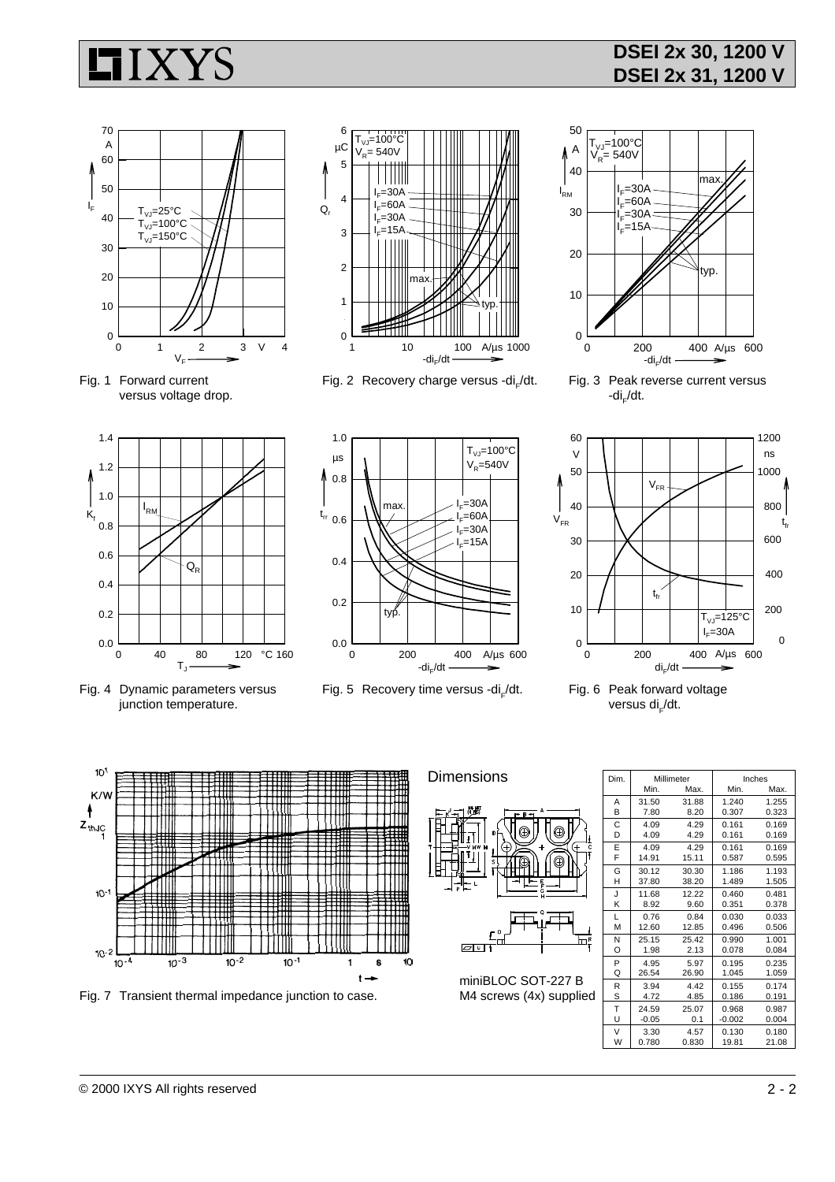# DSEI 2x 30, 1200 V
# DSEI 2x 31, 1200 V

70
A
60
50
$I_F$
40
30
20
10
0
0 1 2 3 V 4
$V_F$
$T_{VJ}$=25°C
$T_{VJ}$=100°C
$T_{VJ}$=150°C

Fig. 1 Forward current versus voltage drop.

6
µC
5
4
$Q_r$
3
2
1
0
1 10 100 A/µs 1000
$-di_F/dt$
$T_{VJ}$=100°C
$V_R$= 540V
$I_F$=30A
$I_F$=60A
$I_F$=30A
$I_F$=15A
max.
typ.

Fig. 2 Recovery charge versus $-di_F/dt$.

50
A
40
$I_{RM}$
30
20
10
0
0 200 400 A/µs 600
$-di_F/dt$
$T_{VJ}$=100°C
$V_R$= 540V
$I_F$=30A
$I_F$=60A
$I_F$=30A
$I_F$=15A
max.
typ.

Fig. 3 Peak reverse current versus $-di_F/dt$.

1.4
1.2
1.0
$K_f$
0.8
0.6
0.4
0.2
0.0
0 40 80 120 °C 160
$T_J$
$I_{RM}$
$Q_R$

Fig. 4 Dynamic parameters versus junction temperature.

1.0
µs
0.8
$t_{rr}$
0.6
0.4
0.2
0.0
0 200 400 A/µs 600
$-di_F/dt$
$T_{VJ}$=100°C
$V_R$=540V
max.
$I_F$=30A
$I_F$=60A
$I_F$=30A
$I_F$=15A
typ.

Fig. 5 Recovery time versus $-di_F/dt$.

60
V
50
40
$V_{FR}$
30
20
10
0
0 200 400 A/µs 600
$di_F/dt$
1200
ns
1000
800
$t_{fr}$
600
400
200
0
$V_{FR}$
$t_{fr}$
$T_{VJ}$=125°C
$I_F$=30A

Fig. 6 Peak forward voltage versus $di_F/dt$.

$10^1$
K/W
$Z_{thJC}$
1
$10^{-1}$
$10^{-2}$
$10^{-4}$ $10^{-3}$ $10^{-2}$ $10^{-1}$ 1 s 10
t

Fig. 7 Transient thermal impedance junction to case.

## Dimensions

miniBLOC SOT-227 B
M4 screws (4x) supplied

| Dim. | Millimeter | | Inches | |
|---|---|---|---|---|
| | Min. | Max. | Min. | Max. |
| A | 31.50 | 31.88 | 1.240 | 1.255 |
| B | 7.80 | 8.20 | 0.307 | 0.323 |
| C | 4.09 | 4.29 | 0.161 | 0.169 |
| D | 4.09 | 4.29 | 0.161 | 0.169 |
| E | 4.09 | 4.29 | 0.161 | 0.169 |
| F | 14.91 | 15.11 | 0.587 | 0.595 |
| G | 30.12 | 30.30 | 1.186 | 1.193 |
| H | 37.80 | 38.20 | 1.489 | 1.505 |
| J | 11.68 | 12.22 | 0.460 | 0.481 |
| K | 8.92 | 9.60 | 0.351 | 0.378 |
| L | 0.76 | 0.84 | 0.030 | 0.033 |
| M | 12.60 | 12.85 | 0.496 | 0.506 |
| N | 25.15 | 25.42 | 0.990 | 1.001 |
| O | 1.98 | 2.13 | 0.078 | 0.084 |
| P | 4.95 | 5.97 | 0.195 | 0.235 |
| Q | 26.54 | 26.90 | 1.045 | 1.059 |
| R | 3.94 | 4.42 | 0.155 | 0.174 |
| S | 4.72 | 4.85 | 0.186 | 0.191 |
| T | 24.59 | 25.07 | 0.968 | 0.987 |
| U | -0.05 | 0.1 | -0.002 | 0.004 |
| V | 3.30 | 4.57 | 0.130 | 0.180 |
| W | 0.780 | 0.830 | 19.81 | 21.08 |

© 2000 IXYS All rights reserved